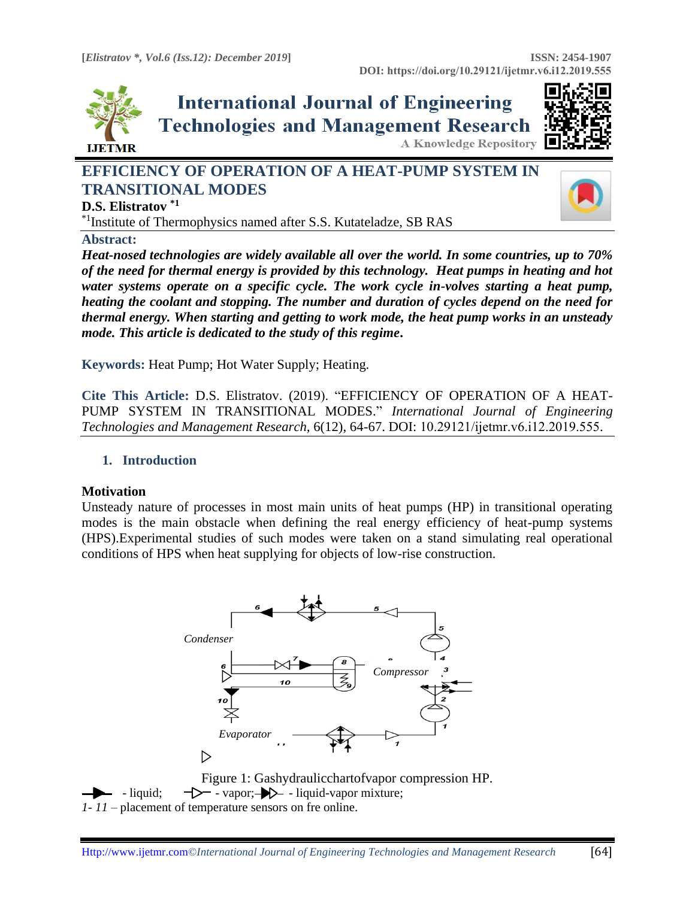# EFFICIENCY OF OPERATION OF A HEAT-PUMP SYSTEM IN TRANSITIONAL MODES

**D.S. Elistratov** [*1]

[*1]Institute of Thermophysics named after S.S. Kutateladze, SB RAS

**Abstract:**

***Heat-nosed technologies are widely available all over the world. In some countries, up to 70% of the need for thermal energy is provided by this technology. Heat pumps in heating and hot water systems operate on a specific cycle. The work cycle in-volves starting a heat pump, heating the coolant and stopping. The number and duration of cycles depend on the need for thermal energy. When starting and getting to work mode, the heat pump works in an unsteady mode. This article is dedicated to the study of this regime.***

**Keywords:** Heat Pump; Hot Water Supply; Heating.

**Cite This Article:** D.S. Elistratov. (2019). "EFFICIENCY OF OPERATION OF A HEAT-PUMP SYSTEM IN TRANSITIONAL MODES." *International Journal of Engineering Technologies and Management Research*, 6(12), 64-67. DOI: 10.29121/ijetmr.v6.i12.2019.555.

## 1. Introduction

**Motivation**

Unsteady nature of processes in most main units of heat pumps (HP) in transitional operating modes is the main obstacle when defining the real energy efficiency of heat-pump systems (HPS).Experimental studies of such modes were taken on a stand simulating real operational conditions of HPS when heat supplying for objects of low-rise construction.

Figure 1: Gashydraulicchartofvapor compression HP.

- liquid; - vapor; - liquid-vapor mixture;

*1- 11* – placement of temperature sensors on fre online.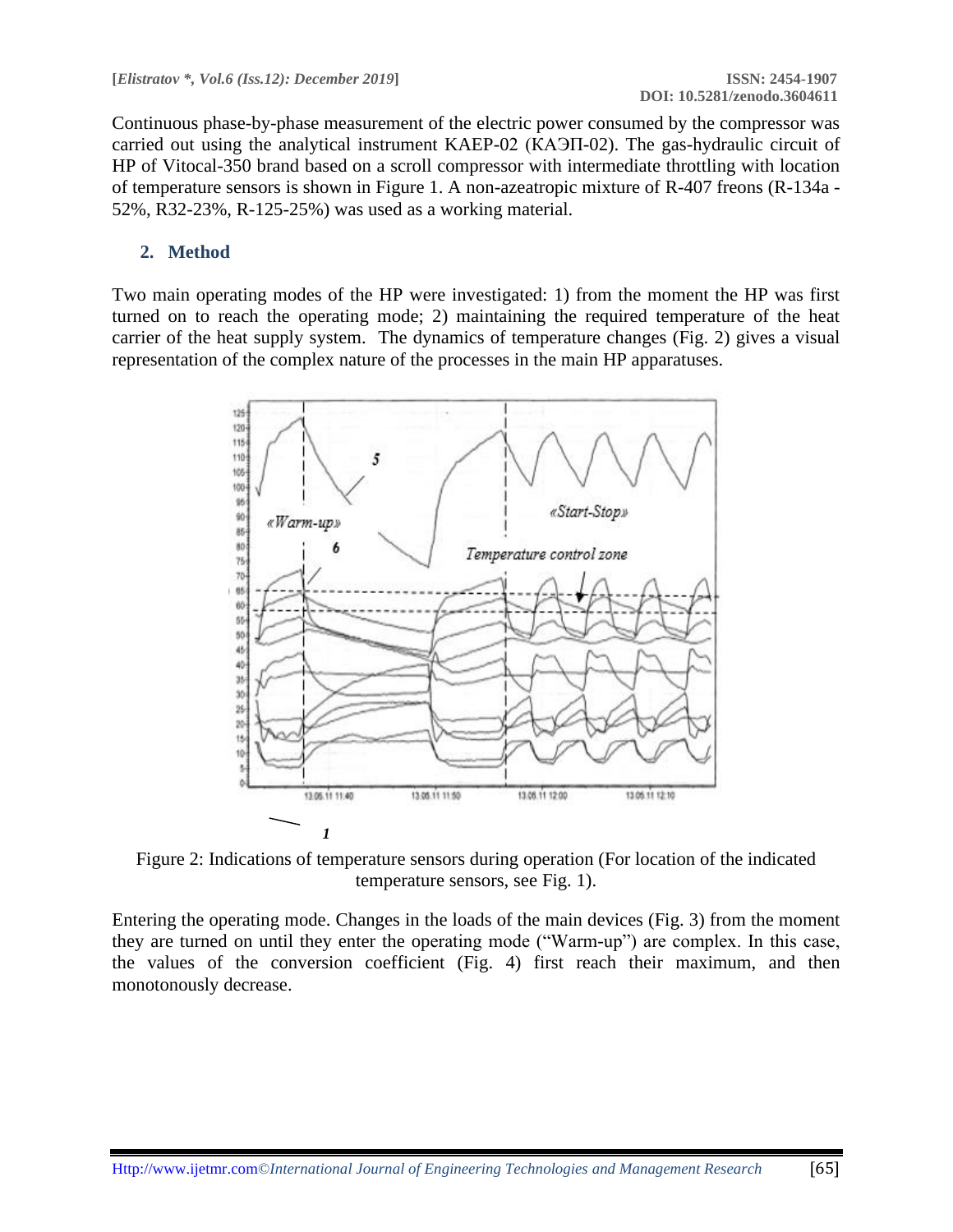Continuous phase-by-phase measurement of the electric power consumed by the compressor was carried out using the analytical instrument KAEP-02 (КАЭП-02). The gas-hydraulic circuit of HP of Vitocal-350 brand based on a scroll compressor with intermediate throttling with location of temperature sensors is shown in Figure 1. A non-azeatropic mixture of R-407 freons (R-134a - 52%, R32-23%, R-125-25%) was used as a working material.

## 2. Method

Two main operating modes of the HP were investigated: 1) from the moment the HP was first turned on to reach the operating mode; 2) maintaining the required temperature of the heat carrier of the heat supply system. The dynamics of temperature changes (Fig. 2) gives a visual representation of the complex nature of the processes in the main HP apparatuses.

Figure 2: Indications of temperature sensors during operation (For location of the indicated temperature sensors, see Fig. 1).

Entering the operating mode. Changes in the loads of the main devices (Fig. 3) from the moment they are turned on until they enter the operating mode ("Warm-up") are complex. In this case, the values of the conversion coefficient (Fig. 4) first reach their maximum, and then monotonously decrease.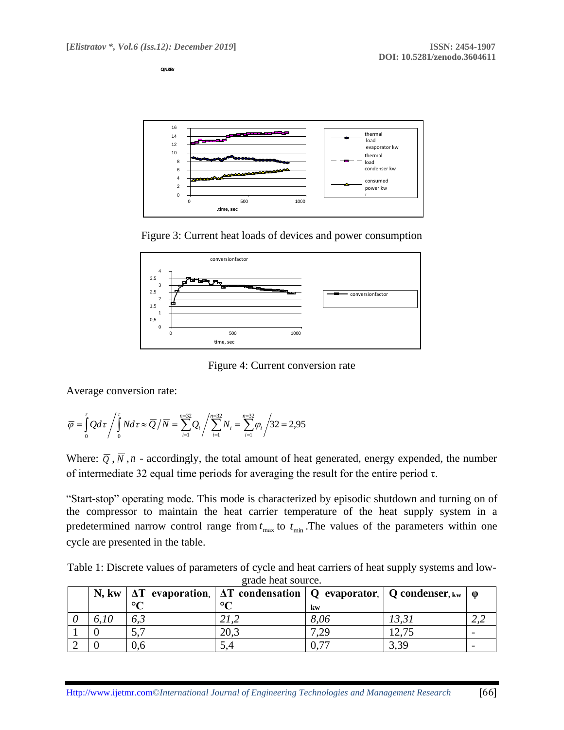QNKBт

Figure 3: Current heat loads of devices and power consumption

Figure 4: Current conversion rate

Average conversion rate:

$$\overline{\varphi} = \int_0^{\tau} Q d\tau \Big/ \int_0^{\tau} N d\tau \approx \overline{Q} / \overline{N} = \sum_{i=1}^{n=32} Q_i \Big/ \sum_{i=1}^{n=32} N_i = \sum_{i=1}^{n=32} \varphi_i \Big/ 32 = 2{,}95$$

Where: $\overline{Q}$, $\overline{N}$, $n$ - accordingly, the total amount of heat generated, energy expended, the number of intermediate 32 equal time periods for averaging the result for the entire period τ.

“Start-stop” operating mode. This mode is characterized by episodic shutdown and turning on of the compressor to maintain the heat carrier temperature of the heat supply system in a predetermined narrow control range from $t_{\max}$ to $t_{\min}$. The values of the parameters within one cycle are presented in the table.

Table 1: Discrete values of parameters of cycle and heat carriers of heat supply systems and low-grade heat source.

| | N, kw | ΔT evaporation, °C | ΔT condensation °C | Q evaporator, kw | Q condenser, kw | φ |
|---|---|---|---|---|---|---|
| *0* | *6,10* | *6,3* | *21,2* | *8,06* | *13,31* | *2,2* |
| 1 | 0 | 5,7 | 20,3 | 7,29 | 12,75 | - |
| 2 | 0 | 0,6 | 5,4 | 0,77 | 3,39 | - |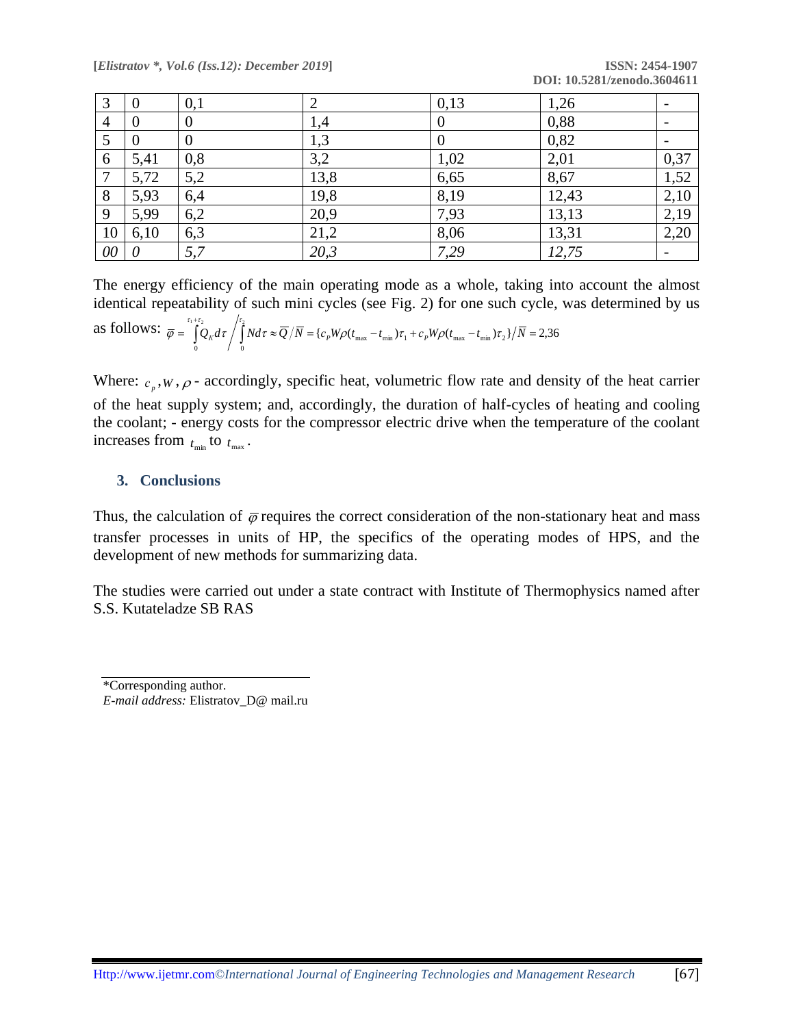| | | | | | | |
|---|---|---|---|---|---|---|
| 3 | 0 | 0,1 | 2 | 0,13 | 1,26 | - |
| 4 | 0 | 0 | 1,4 | 0 | 0,88 | - |
| 5 | 0 | 0 | 1,3 | 0 | 0,82 | - |
| 6 | 5,41 | 0,8 | 3,2 | 1,02 | 2,01 | 0,37 |
| 7 | 5,72 | 5,2 | 13,8 | 6,65 | 8,67 | 1,52 |
| 8 | 5,93 | 6,4 | 19,8 | 8,19 | 12,43 | 2,10 |
| 9 | 5,99 | 6,2 | 20,9 | 7,93 | 13,13 | 2,19 |
| 10 | 6,10 | 6,3 | 21,2 | 8,06 | 13,31 | 2,20 |
| *00* | *0* | *5,7* | *20,3* | *7,29* | *12,75* | - |

The energy efficiency of the main operating mode as a whole, taking into account the almost identical repeatability of such mini cycles (see Fig. 2) for one such cycle, was determined by us as follows: $\overline{\varphi} = \int_0^{\tau_1+\tau_2} Q_K d\tau \bigg/ \int_0^{\tau_2} N d\tau \approx \overline{Q}/\overline{N} = \{c_p W\rho(t_{\max} - t_{\min})\tau_1 + c_p W\rho(t_{\max} - t_{\min})\tau_2\}/\overline{N} = 2{,}36$

Where: $c_p, W, \rho$ - accordingly, specific heat, volumetric flow rate and density of the heat carrier of the heat supply system; and, accordingly, the duration of half-cycles of heating and cooling the coolant; - energy costs for the compressor electric drive when the temperature of the coolant increases from $t_{\min}$ to $t_{\max}$.

## 3. Conclusions

Thus, the calculation of $\overline{\varphi}$ requires the correct consideration of the non-stationary heat and mass transfer processes in units of HP, the specifics of the operating modes of HPS, and the development of new methods for summarizing data.

The studies were carried out under a state contract with Institute of Thermophysics named after S.S. Kutateladze SB RAS

*Corresponding author.
*E-mail address:* Elistratov_D@ mail.ru